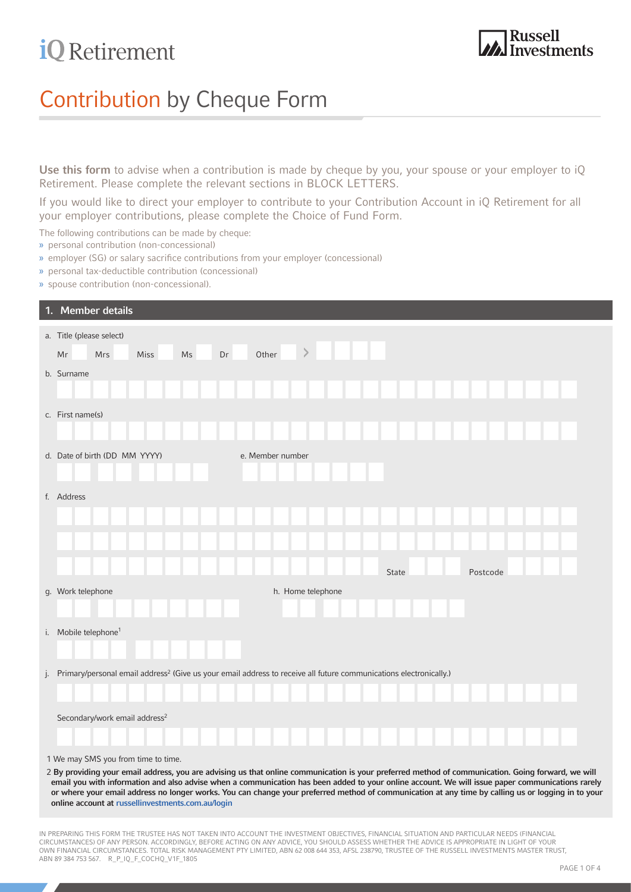iQ Retirement

Russell Investments

# Contribution by Cheque Form

**Use this form** to advise when a contribution is made by cheque by you, your spouse or your employer to iQ Retirement. Please complete the relevant sections in BLOCK LETTERS.

If you would like to direct your employer to contribute to your Contribution Account in iQ Retirement for all your employer contributions, please complete the Choice of Fund Form.

The following contributions can be made by cheque:

- personal contribution (non-concessional)
- employer (SG) or salary sacrifice contributions from your employer (concessional)
- personal tax-deductible contribution (concessional)
- spouse contribution (non-concessional).

## 1. Member details

a. Title (please select)

Mr ☐ Mrs ☐ Miss ☐ Ms ☐ Dr ☐ Other ☐ >

b. Surname

c. First name(s)

d. Date of birth (DD MM YYYY)

e. Member number

f. Address

State

Postcode

g. Work telephone

h. Home telephone

i. Mobile telephone[1]

j. Primary/personal email address[2] (Give us your email address to receive all future communications electronically.)

Secondary/work email address[2]

1 We may SMS you from time to time.

2 **By providing your email address, you are advising us that online communication is your preferred method of communication. Going forward, we will email you with information and also advise when a communication has been added to your online account. We will issue paper communications rarely or where your email address no longer works. You can change your preferred method of communication at any time by calling us or logging in to your online account at russellinvestments.com.au/login**

IN PREPARING THIS FORM THE TRUSTEE HAS NOT TAKEN INTO ACCOUNT THE INVESTMENT OBJECTIVES, FINANCIAL SITUATION AND PARTICULAR NEEDS (FINANCIAL CIRCUMSTANCES) OF ANY PERSON. ACCORDINGLY, BEFORE ACTING ON ANY ADVICE, YOU SHOULD ASSESS WHETHER THE ADVICE IS APPROPRIATE IN LIGHT OF YOUR OWN FINANCIAL CIRCUMSTANCES. TOTAL RISK MANAGEMENT PTY LIMITED, ABN 62 008 644 353, AFSL 238790, TRUSTEE OF THE RUSSELL INVESTMENTS MASTER TRUST, ABN 89 384 753 567. R_P_IQ_F_COCHQ_V1F_1805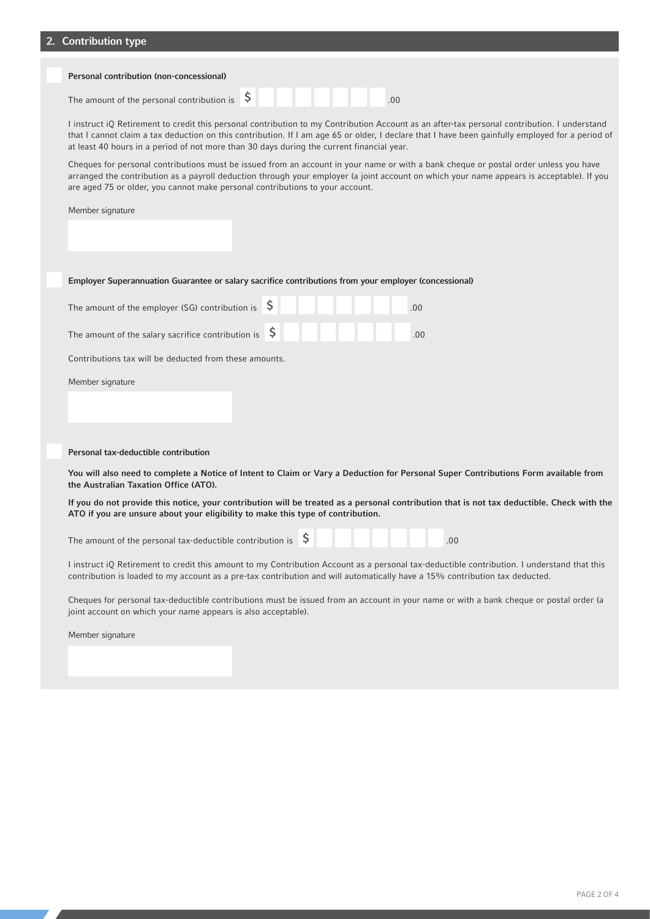## 2. Contribution type

☐ **Personal contribution (non-concessional)**

The amount of the personal contribution is $ __________ .00

I instruct iQ Retirement to credit this personal contribution to my Contribution Account as an after-tax personal contribution. I understand that I cannot claim a tax deduction on this contribution. If I am age 65 or older, I declare that I have been gainfully employed for a period of at least 40 hours in a period of not more than 30 days during the current financial year.

Cheques for personal contributions must be issued from an account in your name or with a bank cheque or postal order unless you have arranged the contribution as a payroll deduction through your employer (a joint account on which your name appears is acceptable). If you are aged 75 or older, you cannot make personal contributions to your account.

Member signature

☐ **Employer Superannuation Guarantee or salary sacrifice contributions from your employer (concessional)**

The amount of the employer (SG) contribution is $ __________ .00

The amount of the salary sacrifice contribution is $ __________ .00

Contributions tax will be deducted from these amounts.

Member signature

☐ **Personal tax-deductible contribution**

**You will also need to complete a Notice of Intent to Claim or Vary a Deduction for Personal Super Contributions Form available from the Australian Taxation Office (ATO).**

**If you do not provide this notice, your contribution will be treated as a personal contribution that is not tax deductible. Check with the ATO if you are unsure about your eligibility to make this type of contribution.**

The amount of the personal tax-deductible contribution is $ __________ .00

I instruct iQ Retirement to credit this amount to my Contribution Account as a personal tax-deductible contribution. I understand that this contribution is loaded to my account as a pre-tax contribution and will automatically have a 15% contribution tax deducted.

Cheques for personal tax-deductible contributions must be issued from an account in your name or with a bank cheque or postal order (a joint account on which your name appears is also acceptable).

Member signature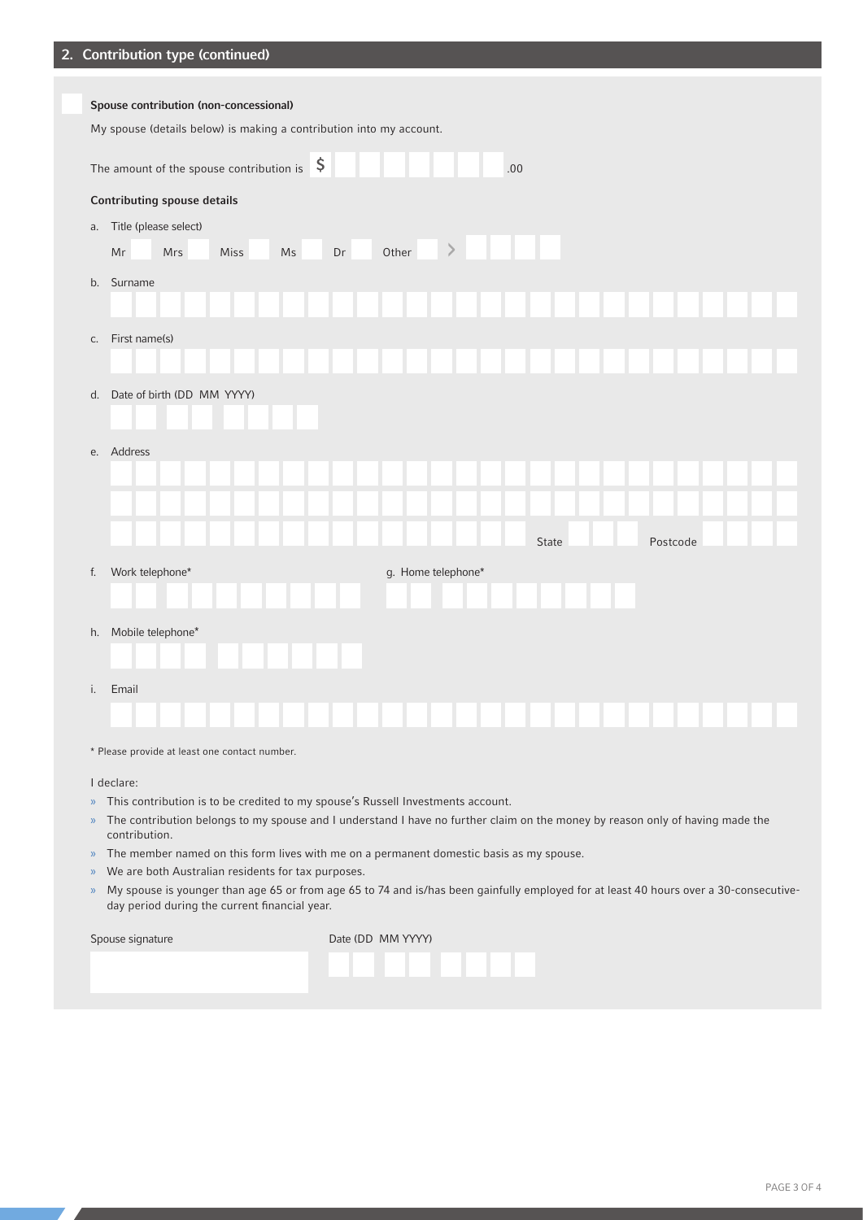## 2. Contribution type (continued)

☐ **Spouse contribution (non-concessional)**

My spouse (details below) is making a contribution into my account.

The amount of the spouse contribution is $ \_\_\_\_\_\_\_\_ .00

**Contributing spouse details**

a. Title (please select)

Mr ☐ Mrs ☐ Miss ☐ Ms ☐ Dr ☐ Other ☐ > \_\_\_\_

b. Surname

c. First name(s)

d. Date of birth (DD MM YYYY)

e. Address

State \_\_\_ Postcode \_\_\_\_

f. Work telephone*

g. Home telephone*

h. Mobile telephone*

i. Email

* Please provide at least one contact number.

I declare:

- This contribution is to be credited to my spouse's Russell Investments account.
- The contribution belongs to my spouse and I understand I have no further claim on the money by reason only of having made the contribution.
- The member named on this form lives with me on a permanent domestic basis as my spouse.
- We are both Australian residents for tax purposes.
- My spouse is younger than age 65 or from age 65 to 74 and is/has been gainfully employed for at least 40 hours over a 30-consecutive-day period during the current financial year.

Spouse signature

Date (DD MM YYYY)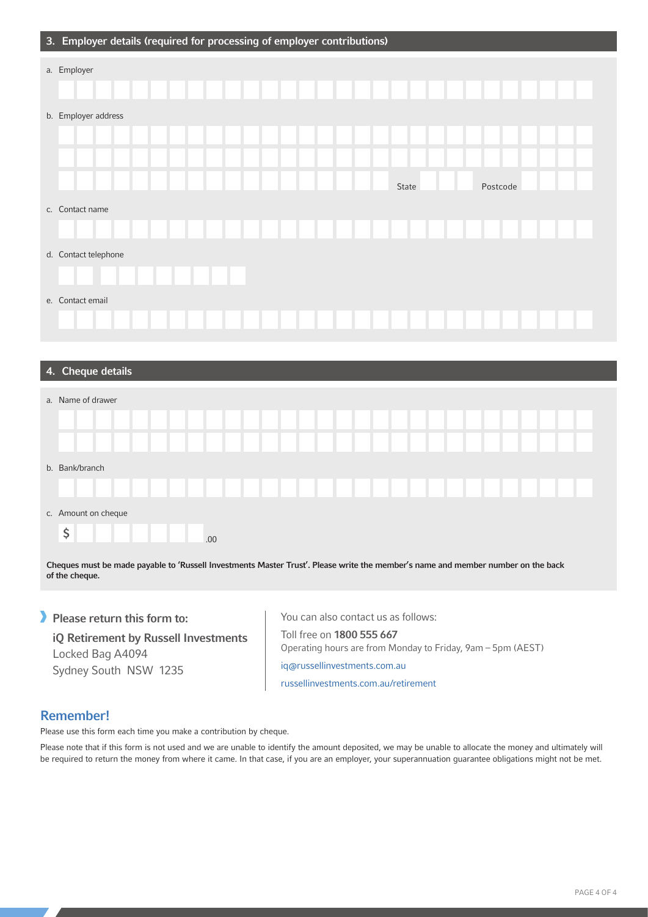## 3. Employer details (required for processing of employer contributions)

a. Employer

b. Employer address

State Postcode

c. Contact name

d. Contact telephone

e. Contact email

## 4. Cheque details

a. Name of drawer

b. Bank/branch

c. Amount on cheque

$ .00

**Cheques must be made payable to 'Russell Investments Master Trust'. Please write the member's name and member number on the back of the cheque.**

**Please return this form to:**

**iQ Retirement by Russell Investments**
Locked Bag A4094
Sydney South NSW 1235

You can also contact us as follows:

Toll free on **1800 555 667**
Operating hours are from Monday to Friday, 9am – 5pm (AEST)

iq@russellinvestments.com.au

russellinvestments.com.au/retirement

## Remember!

Please use this form each time you make a contribution by cheque.

Please note that if this form is not used and we are unable to identify the amount deposited, we may be unable to allocate the money and ultimately will be required to return the money from where it came. In that case, if you are an employer, your superannuation guarantee obligations might not be met.